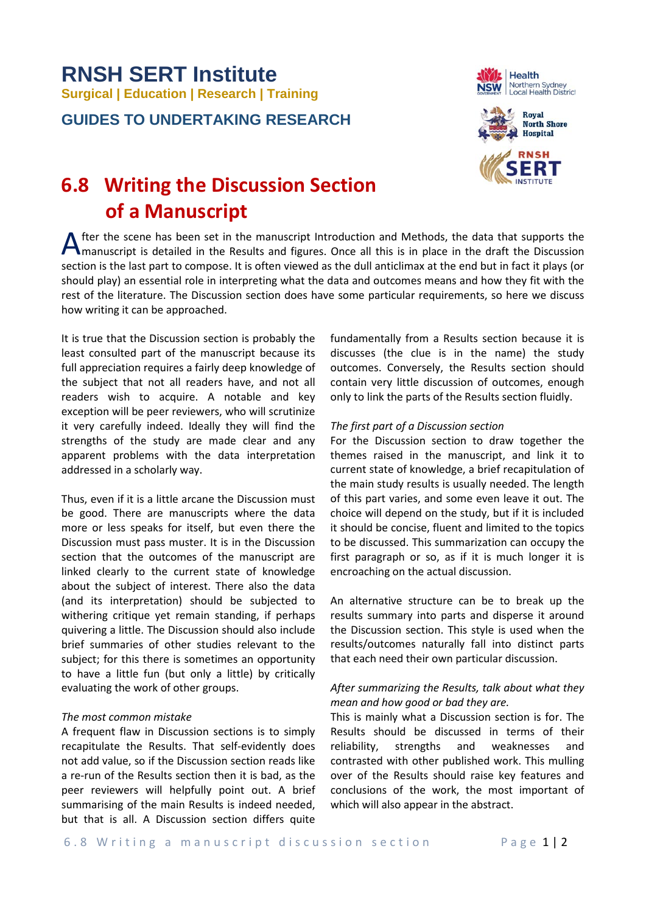# RNSH SERT Institute

**Surgical | Education | Research | Training**

**GUIDES TO UNDERTAKING RESEARCH**

## 6.8 Writing the Discussion Section of a Manuscript

After the scene has been set in the manuscript Introduction and Methods, the data that supports the manuscript is detailed in the Results and figures. Once all this is in place in the draft the Discussion section is the last part to compose. It is often viewed as the dull anticlimax at the end but in fact it plays (or should play) an essential role in interpreting what the data and outcomes means and how they fit with the rest of the literature. The Discussion section does have some particular requirements, so here we discuss how writing it can be approached.

It is true that the Discussion section is probably the least consulted part of the manuscript because its full appreciation requires a fairly deep knowledge of the subject that not all readers have, and not all readers wish to acquire. A notable and key exception will be peer reviewers, who will scrutinize it very carefully indeed. Ideally they will find the strengths of the study are made clear and any apparent problems with the data interpretation addressed in a scholarly way.

Thus, even if it is a little arcane the Discussion must be good. There are manuscripts where the data more or less speaks for itself, but even there the Discussion must pass muster. It is in the Discussion section that the outcomes of the manuscript are linked clearly to the current state of knowledge about the subject of interest. There also the data (and its interpretation) should be subjected to withering critique yet remain standing, if perhaps quivering a little. The Discussion should also include brief summaries of other studies relevant to the subject; for this there is sometimes an opportunity to have a little fun (but only a little) by critically evaluating the work of other groups.

*The most common mistake*

A frequent flaw in Discussion sections is to simply recapitulate the Results. That self-evidently does not add value, so if the Discussion section reads like a re-run of the Results section then it is bad, as the peer reviewers will helpfully point out. A brief summarising of the main Results is indeed needed, but that is all. A Discussion section differs quite fundamentally from a Results section because it is discusses (the clue is in the name) the study outcomes. Conversely, the Results section should contain very little discussion of outcomes, enough only to link the parts of the Results section fluidly.

*The first part of a Discussion section*

For the Discussion section to draw together the themes raised in the manuscript, and link it to current state of knowledge, a brief recapitulation of the main study results is usually needed. The length of this part varies, and some even leave it out. The choice will depend on the study, but if it is included it should be concise, fluent and limited to the topics to be discussed. This summarization can occupy the first paragraph or so, as if it is much longer it is encroaching on the actual discussion.

An alternative structure can be to break up the results summary into parts and disperse it around the Discussion section. This style is used when the results/outcomes naturally fall into distinct parts that each need their own particular discussion.

*After summarizing the Results, talk about what they mean and how good or bad they are.*

This is mainly what a Discussion section is for. The Results should be discussed in terms of their reliability, strengths and weaknesses and contrasted with other published work. This mulling over of the Results should raise key features and conclusions of the work, the most important of which will also appear in the abstract.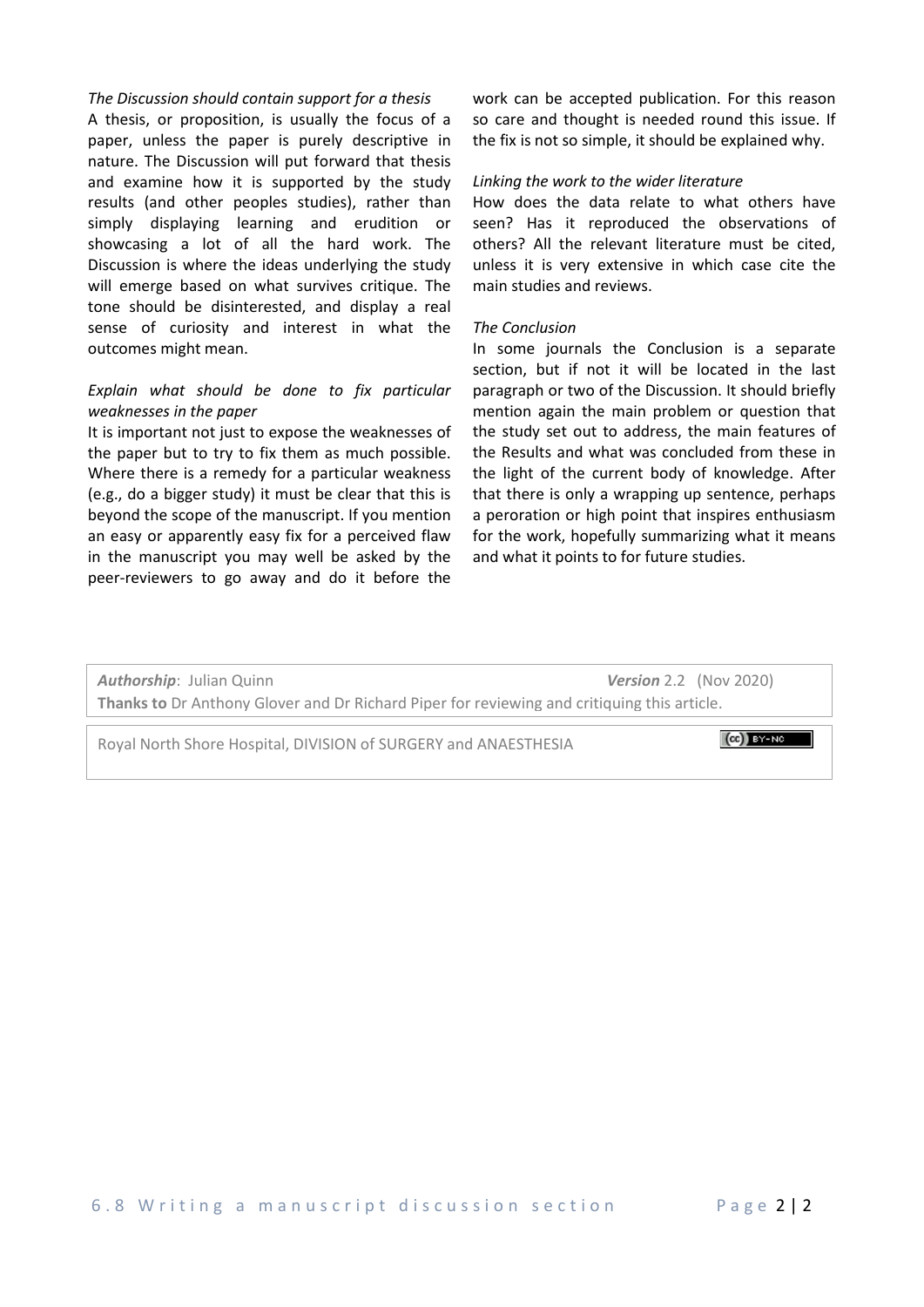*The Discussion should contain support for a thesis*

A thesis, or proposition, is usually the focus of a paper, unless the paper is purely descriptive in nature. The Discussion will put forward that thesis and examine how it is supported by the study results (and other peoples studies), rather than simply displaying learning and erudition or showcasing a lot of all the hard work. The Discussion is where the ideas underlying the study will emerge based on what survives critique. The tone should be disinterested, and display a real sense of curiosity and interest in what the outcomes might mean.

*Explain what should be done to fix particular weaknesses in the paper*

It is important not just to expose the weaknesses of the paper but to try to fix them as much possible. Where there is a remedy for a particular weakness (e.g., do a bigger study) it must be clear that this is beyond the scope of the manuscript. If you mention an easy or apparently easy fix for a perceived flaw in the manuscript you may well be asked by the peer-reviewers to go away and do it before the work can be accepted publication. For this reason so care and thought is needed round this issue. If the fix is not so simple, it should be explained why.

*Linking the work to the wider literature*

How does the data relate to what others have seen? Has it reproduced the observations of others? All the relevant literature must be cited, unless it is very extensive in which case cite the main studies and reviews.

*The Conclusion*

In some journals the Conclusion is a separate section, but if not it will be located in the last paragraph or two of the Discussion. It should briefly mention again the main problem or question that the study set out to address, the main features of the Results and what was concluded from these in the light of the current body of knowledge. After that there is only a wrapping up sentence, perhaps a peroration or high point that inspires enthusiasm for the work, hopefully summarizing what it means and what it points to for future studies.

***Authorship***: Julian Quinn ***Version*** 2.2 (Nov 2020)

**Thanks to** Dr Anthony Glover and Dr Richard Piper for reviewing and critiquing this article.

Royal North Shore Hospital, DIVISION of SURGERY and ANAESTHESIA

(cc) BY-NC